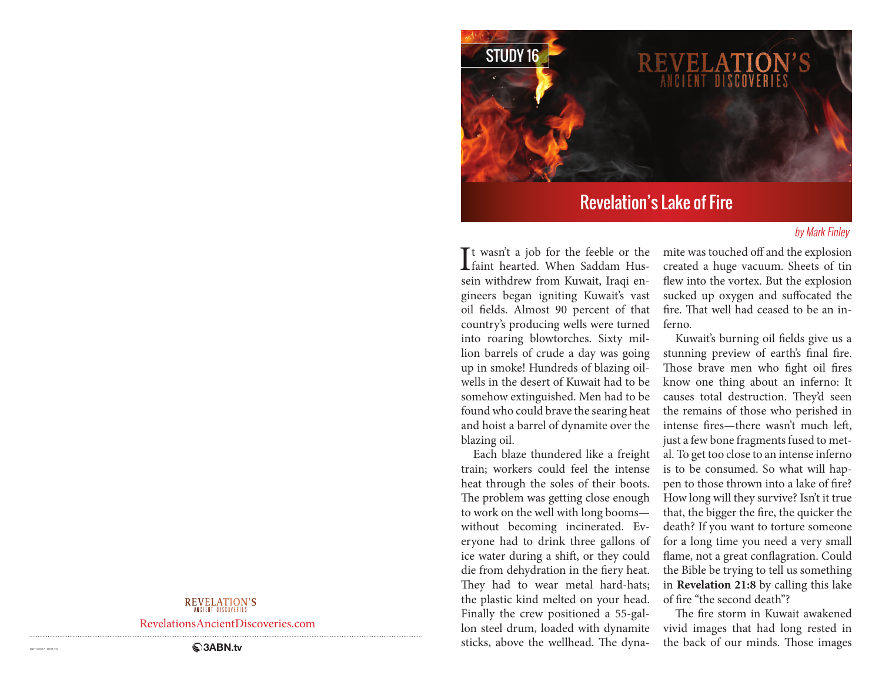STUDY 16

# Revelation's Lake of Fire

*by Mark Finley*

It wasn't a job for the feeble or the faint hearted. When Saddam Hussein withdrew from Kuwait, Iraqi engineers began igniting Kuwait's vast oil fields. Almost 90 percent of that country's producing wells were turned into roaring blowtorches. Sixty million barrels of crude a day was going up in smoke! Hundreds of blazing oilwells in the desert of Kuwait had to be somehow extinguished. Men had to be found who could brave the searing heat and hoist a barrel of dynamite over the blazing oil.

Each blaze thundered like a freight train; workers could feel the intense heat through the soles of their boots. The problem was getting close enough to work on the well with long booms—without becoming incinerated. Everyone had to drink three gallons of ice water during a shift, or they could die from dehydration in the fiery heat. They had to wear metal hard-hats; the plastic kind melted on your head. Finally the crew positioned a 55-gallon steel drum, loaded with dynamite sticks, above the wellhead. The dynamite was touched off and the explosion created a huge vacuum. Sheets of tin flew into the vortex. But the explosion sucked up oxygen and suffocated the fire. That well had ceased to be an inferno.

Kuwait's burning oil fields give us a stunning preview of earth's final fire. Those brave men who fight oil fires know one thing about an inferno: It causes total destruction. They'd seen the remains of those who perished in intense fires—there wasn't much left, just a few bone fragments fused to metal. To get too close to an intense inferno is to be consumed. So what will happen to those thrown into a lake of fire? How long will they survive? Isn't it true that, the bigger the fire, the quicker the death? If you want to torture someone for a long time you need a very small flame, not a great conflagration. Could the Bible be trying to tell us something in **Revelation 21:8** by calling this lake of fire "the second death"?

The fire storm in Kuwait awakened vivid images that had long rested in the back of our minds. Those images

REVELATION'S ANCIENT DISCOVERIES

RevelationsAncientDiscoveries.com

3ABN.tv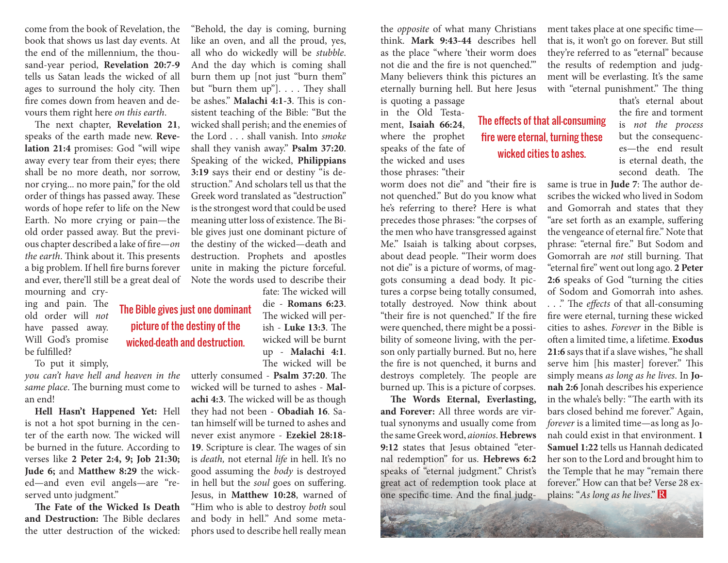come from the book of Revelation, the book that shows us last day events. At the end of the millennium, the thousand-year period, **Revelation 20:7-9** tells us Satan leads the wicked of all ages to surround the holy city. Then fire comes down from heaven and devours them right here *on this earth*.

The next chapter, **Revelation 21**, speaks of the earth made new. **Revelation 21:4** promises: God "will wipe away every tear from their eyes; there shall be no more death, nor sorrow, nor crying... no more pain," for the old order of things has passed away. These words of hope refer to life on the New Earth. No more crying or pain—the old order passed away. But the previous chapter described a lake of fire—*on the earth*. Think about it. This presents a big problem. If hell fire burns forever and ever, there'll still be a great deal of mourning and crying and pain. The old order will *not* have passed away. Will God's promise be fulfilled?

To put it simply, *you can't have hell and heaven in the same place*. The burning must come to an end!

**Hell Hasn't Happened Yet:** Hell is not a hot spot burning in the center of the earth now. The wicked will be burned in the future. According to verses like **2 Peter 2:4, 9; Job 21:30; Jude 6;** and **Matthew 8:29** the wicked—and even evil angels—are "reserved unto judgment."

**The Fate of the Wicked Is Death and Destruction:** The Bible declares the utter destruction of the wicked: "Behold, the day is coming, burning like an oven, and all the proud, yes, all who do wickedly will be *stubble*. And the day which is coming shall burn them up [not just "burn them" but "burn them up"]. . . . They shall be ashes." **Malachi 4:1-3**. This is consistent teaching of the Bible: "But the wicked shall perish; and the enemies of the Lord . . . shall vanish. Into *smoke* shall they vanish away." **Psalm 37:20**. Speaking of the wicked, **Philippians 3:19** says their end or destiny "is destruction." And scholars tell us that the Greek word translated as "destruction" is the strongest word that could be used meaning utter loss of existence. The Bible gives just one dominant picture of the destiny of the wicked—death and destruction. Prophets and apostles unite in making the picture forceful. Note the words used to describe their fate: The wicked will die - **Romans 6:23**. The wicked will perish - **Luke 13:3**. The wicked will be burnt up - **Malachi 4:1**. The wicked will be utterly consumed - **Psalm 37:20**. The wicked will be turned to ashes - **Malachi 4:3**. The wicked will be as though they had not been - **Obadiah 16**. Satan himself will be turned to ashes and never exist anymore - **Ezekiel 28:18-19**. Scripture is clear. The wages of sin is *death,* not eternal *life* in hell. It's no good assuming the *body* is destroyed in hell but the *soul* goes on suffering. Jesus, in **Matthew 10:28**, warned of "Him who is able to destroy *both* soul and body in hell." And some metaphors used to describe hell really mean the *opposite* of what many Christians think. **Mark 9:43-44** describes hell as the place "where 'their worm does not die and the fire is not quenched.'" Many believers think this pictures an eternally burning hell. But here Jesus is quoting a passage in the Old Testament, **Isaiah 66:24**, where the prophet speaks of the fate of the wicked and uses those phrases: "their worm does not die" and "their fire is not quenched." But do you know what he's referring to there? Here is what precedes those phrases: "the corpses of the men who have transgressed against Me." Isaiah is talking about corpses, about dead people. "Their worm does not die" is a picture of worms, of maggots consuming a dead body. It pictures a corpse being totally consumed, totally destroyed. Now think about "their fire is not quenched." If the fire were quenched, there might be a possibility of someone living, with the person only partially burned. But no, here the fire is not quenched, it burns and destroys completely. The people are burned up. This is a picture of corpses.

**The Words Eternal, Everlasting, and Forever:** All three words are virtual synonyms and usually come from the same Greek word, *aionios*. **Hebrews 9:12** states that Jesus obtained "eternal redemption" for us. **Hebrews 6:2** speaks of "eternal judgment." Christ's great act of redemption took place at one specific time. And the final judgment takes place at one specific time—that is, it won't go on forever. But still they're referred to as "eternal" because the results of redemption and judgment will be everlasting. It's the same with "eternal punishment." The thing that's eternal about the fire and torment is *not the process* but the consequences—the end result is eternal death, the second death. The same is true in **Jude 7**: The author describes the wicked who lived in Sodom and Gomorrah and states that they "are set forth as an example, suffering the vengeance of eternal fire." Note that phrase: "eternal fire." But Sodom and Gomorrah are *not* still burning. That "eternal fire" went out long ago. **2 Peter 2:6** speaks of God "turning the cities of Sodom and Gomorrah into ashes. . . ." The *effects* of that all-consuming fire were eternal, turning these wicked cities to ashes. *Forever* in the Bible is often a limited time, a lifetime. **Exodus 21:6** says that if a slave wishes, "he shall serve him [his master] forever." This simply means *as long as he lives*. In **Jonah 2:6** Jonah describes his experience in the whale's belly: "The earth with its bars closed behind me forever." Again, *forever* is a limited time—as long as Jonah could exist in that environment. **1 Samuel 1:22** tells us Hannah dedicated her son to the Lord and brought him to the Temple that he may "remain there forever." How can that be? Verse 28 explains: "*As long as he lives*."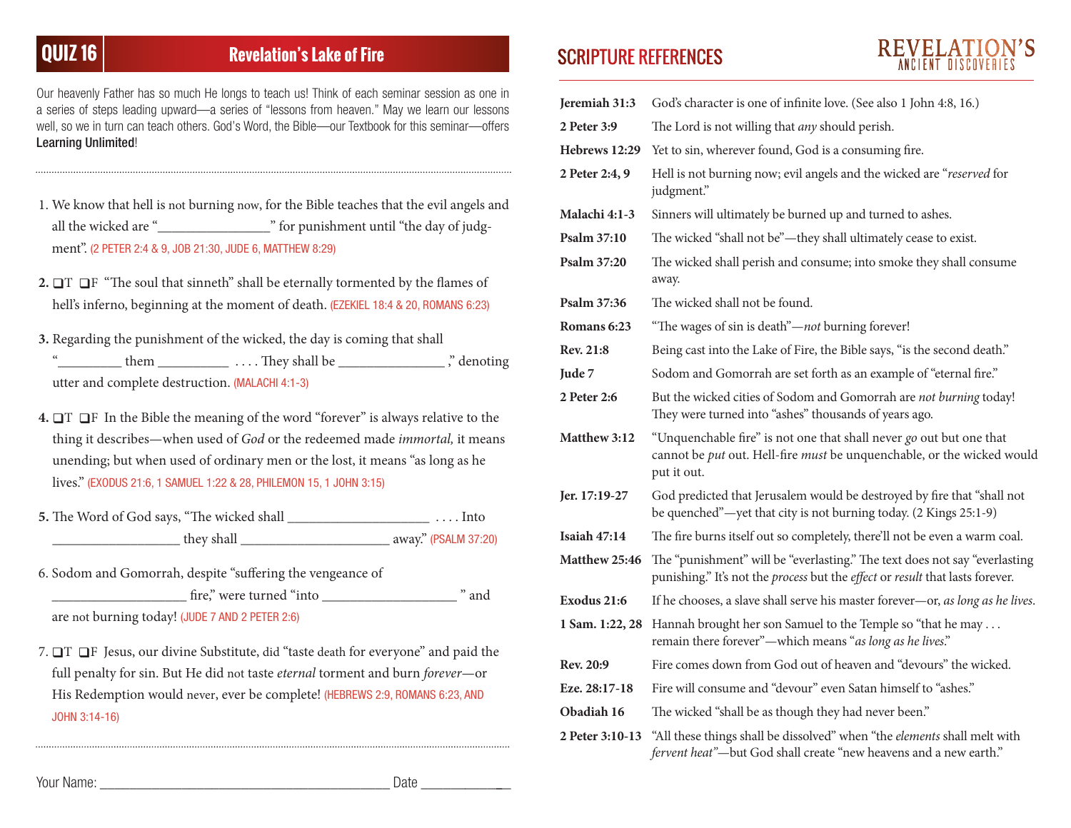## QUIZ 16 Revelation's Lake of Fire

Our heavenly Father has so much He longs to teach us! Think of each seminar session as one in a series of steps leading upward—a series of "lessons from heaven." May we learn our lessons well, so we in turn can teach others. God's Word, the Bible—our Textbook for this seminar—offers **Learning Unlimited**!

1. We know that hell is not burning now, for the Bible teaches that the evil angels and all the wicked are "________________" for punishment until "the day of judgment". (2 PETER 2:4 & 9, JOB 21:30, JUDE 6, MATTHEW 8:29)

2. ❑T ❑F "The soul that sinneth" shall be eternally tormented by the flames of hell's inferno, beginning at the moment of death. (EZEKIEL 18:4 & 20, ROMANS 6:23)

3. Regarding the punishment of the wicked, the day is coming that shall "_________ them __________ . . . . They shall be _______________ ," denoting utter and complete destruction. (MALACHI 4:1-3)

4. ❑T ❑F In the Bible the meaning of the word "forever" is always relative to the thing it describes—when used of *God* or the redeemed made *immortal,* it means unending; but when used of ordinary men or the lost, it means "as long as he lives." (EXODUS 21:6, 1 SAMUEL 1:22 & 28, PHILEMON 15, 1 JOHN 3:15)

5. The Word of God says, "The wicked shall ____________________ . . . . Into __________________ they shall _____________________ away." (PSALM 37:20)

6. Sodom and Gomorrah, despite "suffering the vengeance of ___________________ fire," were turned "into ___________________ " and are not burning today! (JUDE 7 AND 2 PETER 2:6)

7. ❑T ❑F Jesus, our divine Substitute, did "taste death for everyone" and paid the full penalty for sin. But He did not taste *eternal* torment and burn *forever*—or His Redemption would never, ever be complete! (HEBREWS 2:9, ROMANS 6:23, AND JOHN 3:14-16)

Your Name: ___________________________________________ Date _____________

## SCRIPTURE REFERENCES

REVELATION'S ANCIENT DISCOVERIES

| | |
|---|---|
| **Jeremiah 31:3** | God's character is one of infinite love. (See also 1 John 4:8, 16.) |
| **2 Peter 3:9** | The Lord is not willing that *any* should perish. |
| **Hebrews 12:29** | Yet to sin, wherever found, God is a consuming fire. |
| **2 Peter 2:4, 9** | Hell is not burning now; evil angels and the wicked are "*reserved* for judgment." |
| **Malachi 4:1-3** | Sinners will ultimately be burned up and turned to ashes. |
| **Psalm 37:10** | The wicked "shall not be"—they shall ultimately cease to exist. |
| **Psalm 37:20** | The wicked shall perish and consume; into smoke they shall consume away. |
| **Psalm 37:36** | The wicked shall not be found. |
| **Romans 6:23** | "The wages of sin is death"—*not* burning forever! |
| **Rev. 21:8** | Being cast into the Lake of Fire, the Bible says, "is the second death." |
| **Jude 7** | Sodom and Gomorrah are set forth as an example of "eternal fire." |
| **2 Peter 2:6** | But the wicked cities of Sodom and Gomorrah are *not burning* today! They were turned into "ashes" thousands of years ago. |
| **Matthew 3:12** | "Unquenchable fire" is not one that shall never *go* out but one that cannot be *put* out. Hell-fire *must* be unquenchable, or the wicked would put it out. |
| **Jer. 17:19-27** | God predicted that Jerusalem would be destroyed by fire that "shall not be quenched"—yet that city is not burning today. (2 Kings 25:1-9) |
| **Isaiah 47:14** | The fire burns itself out so completely, there'll not be even a warm coal. |
| **Matthew 25:46** | The "punishment" will be "everlasting." The text does not say "everlasting punishing." It's not the *process* but the *effect* or *result* that lasts forever. |
| **Exodus 21:6** | If he chooses, a slave shall serve his master forever—or, *as long as he lives*. |
| **1 Sam. 1:22, 28** | Hannah brought her son Samuel to the Temple so "that he may . . . remain there forever"—which means "*as long as he lives*." |
| **Rev. 20:9** | Fire comes down from God out of heaven and "devours" the wicked. |
| **Eze. 28:17-18** | Fire will consume and "devour" even Satan himself to "ashes." |
| **Obadiah 16** | The wicked "shall be as though they had never been." |
| **2 Peter 3:10-13** | "All these things shall be dissolved" when "the *elements* shall melt with *fervent heat*"—but God shall create "new heavens and a new earth." |